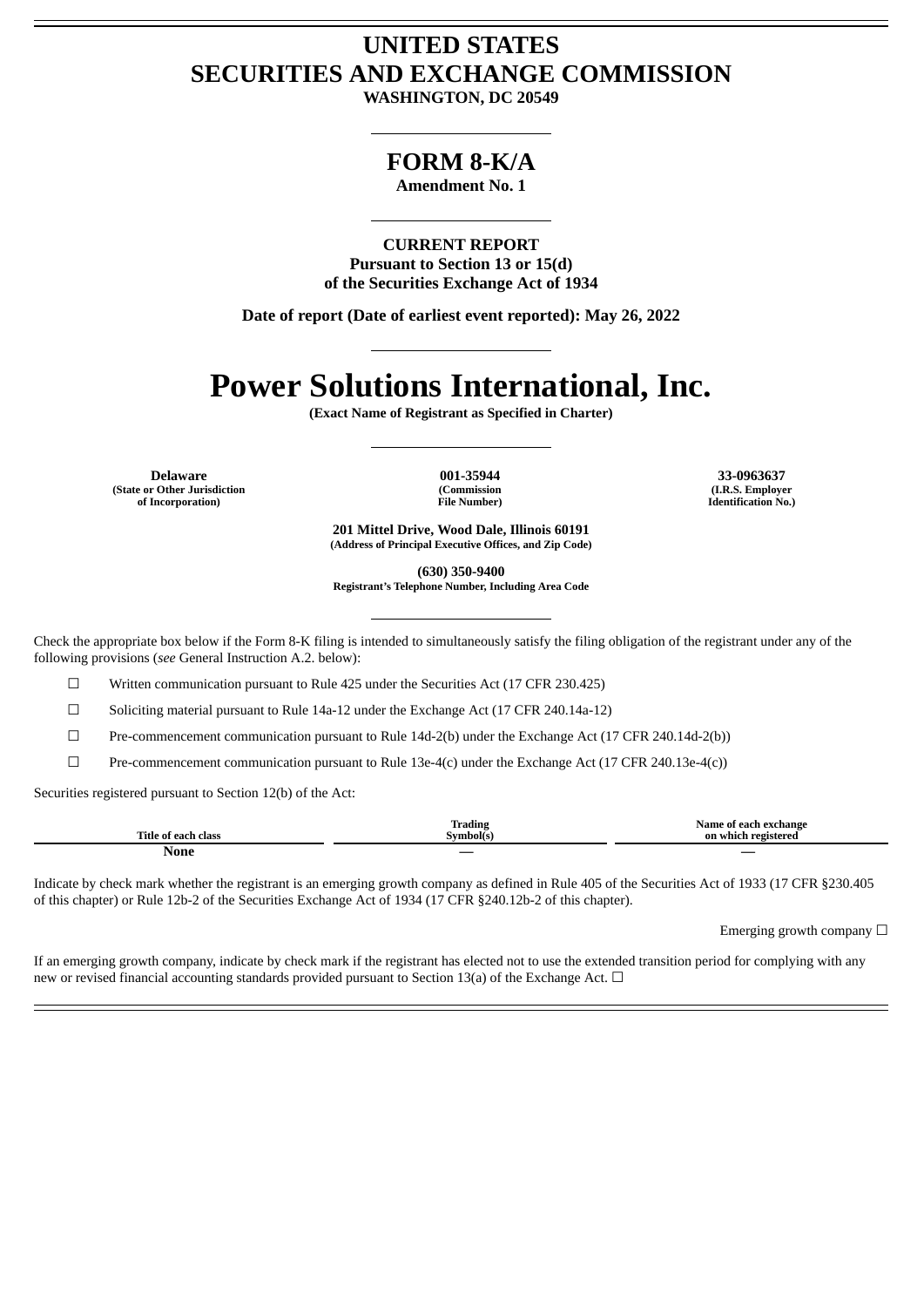# UNITED STATES
# SECURITIES AND EXCHANGE COMMISSION

**WASHINGTON, DC 20549**

---

## FORM 8-K/A

**Amendment No. 1**

---

**CURRENT REPORT**
**Pursuant to Section 13 or 15(d)**
**of the Securities Exchange Act of 1934**

**Date of report (Date of earliest event reported): May 26, 2022**

---

# Power Solutions International, Inc.

**(Exact Name of Registrant as Specified in Charter)**

---

| Delaware | 001-35944 | 33-0963637 |
|---|---|---|
| (State or Other Jurisdiction of Incorporation) | (Commission File Number) | (I.R.S. Employer Identification No.) |

**201 Mittel Drive, Wood Dale, Illinois 60191**
**(Address of Principal Executive Offices, and Zip Code)**

**(630) 350-9400**
**Registrant's Telephone Number, Including Area Code**

---

Check the appropriate box below if the Form 8-K filing is intended to simultaneously satisfy the filing obligation of the registrant under any of the following provisions (*see* General Instruction A.2. below):

☐ Written communication pursuant to Rule 425 under the Securities Act (17 CFR 230.425)

☐ Soliciting material pursuant to Rule 14a-12 under the Exchange Act (17 CFR 240.14a-12)

☐ Pre-commencement communication pursuant to Rule 14d-2(b) under the Exchange Act (17 CFR 240.14d-2(b))

☐ Pre-commencement communication pursuant to Rule 13e-4(c) under the Exchange Act (17 CFR 240.13e-4(c))

Securities registered pursuant to Section 12(b) of the Act:

| Title of each class | Trading Symbol(s) | Name of each exchange on which registered |
|---|---|---|
| None | — | — |

Indicate by check mark whether the registrant is an emerging growth company as defined in Rule 405 of the Securities Act of 1933 (17 CFR §230.405 of this chapter) or Rule 12b-2 of the Securities Exchange Act of 1934 (17 CFR §240.12b-2 of this chapter).

Emerging growth company ☐

If an emerging growth company, indicate by check mark if the registrant has elected not to use the extended transition period for complying with any new or revised financial accounting standards provided pursuant to Section 13(a) of the Exchange Act. ☐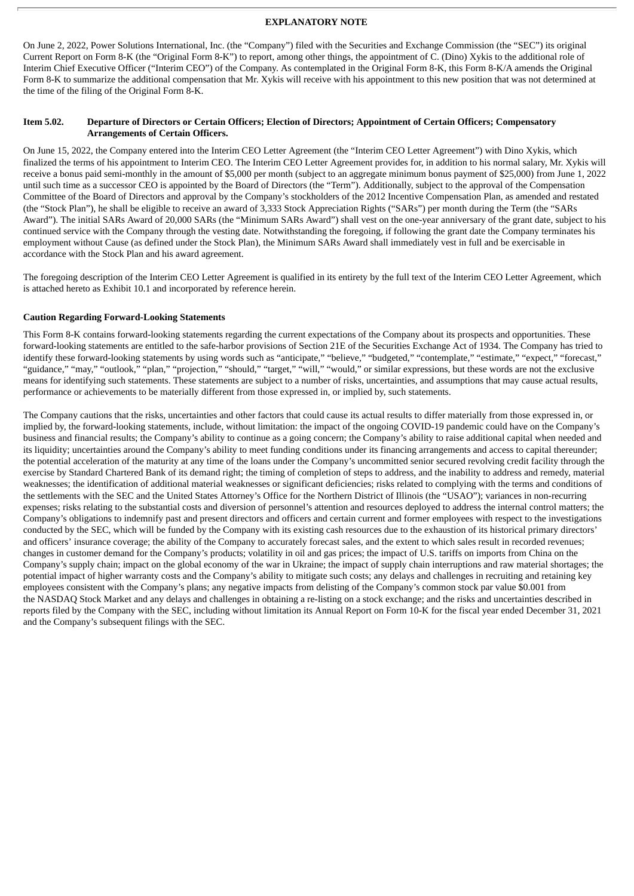## EXPLANATORY NOTE

On June 2, 2022, Power Solutions International, Inc. (the "Company") filed with the Securities and Exchange Commission (the "SEC") its original Current Report on Form 8-K (the "Original Form 8-K") to report, among other things, the appointment of C. (Dino) Xykis to the additional role of Interim Chief Executive Officer ("Interim CEO") of the Company. As contemplated in the Original Form 8-K, this Form 8-K/A amends the Original Form 8-K to summarize the additional compensation that Mr. Xykis will receive with his appointment to this new position that was not determined at the time of the filing of the Original Form 8-K.

### Item 5.02. Departure of Directors or Certain Officers; Election of Directors; Appointment of Certain Officers; Compensatory Arrangements of Certain Officers.

On June 15, 2022, the Company entered into the Interim CEO Letter Agreement (the "Interim CEO Letter Agreement") with Dino Xykis, which finalized the terms of his appointment to Interim CEO. The Interim CEO Letter Agreement provides for, in addition to his normal salary, Mr. Xykis will receive a bonus paid semi-monthly in the amount of $5,000 per month (subject to an aggregate minimum bonus payment of $25,000) from June 1, 2022 until such time as a successor CEO is appointed by the Board of Directors (the "Term"). Additionally, subject to the approval of the Compensation Committee of the Board of Directors and approval by the Company's stockholders of the 2012 Incentive Compensation Plan, as amended and restated (the "Stock Plan"), he shall be eligible to receive an award of 3,333 Stock Appreciation Rights ("SARs") per month during the Term (the "SARs Award"). The initial SARs Award of 20,000 SARs (the "Minimum SARs Award") shall vest on the one-year anniversary of the grant date, subject to his continued service with the Company through the vesting date. Notwithstanding the foregoing, if following the grant date the Company terminates his employment without Cause (as defined under the Stock Plan), the Minimum SARs Award shall immediately vest in full and be exercisable in accordance with the Stock Plan and his award agreement.

The foregoing description of the Interim CEO Letter Agreement is qualified in its entirety by the full text of the Interim CEO Letter Agreement, which is attached hereto as Exhibit 10.1 and incorporated by reference herein.

**Caution Regarding Forward-Looking Statements**

This Form 8-K contains forward-looking statements regarding the current expectations of the Company about its prospects and opportunities. These forward-looking statements are entitled to the safe-harbor provisions of Section 21E of the Securities Exchange Act of 1934. The Company has tried to identify these forward-looking statements by using words such as "anticipate," "believe," "budgeted," "contemplate," "estimate," "expect," "forecast," "guidance," "may," "outlook," "plan," "projection," "should," "target," "will," "would," or similar expressions, but these words are not the exclusive means for identifying such statements. These statements are subject to a number of risks, uncertainties, and assumptions that may cause actual results, performance or achievements to be materially different from those expressed in, or implied by, such statements.

The Company cautions that the risks, uncertainties and other factors that could cause its actual results to differ materially from those expressed in, or implied by, the forward-looking statements, include, without limitation: the impact of the ongoing COVID-19 pandemic could have on the Company's business and financial results; the Company's ability to continue as a going concern; the Company's ability to raise additional capital when needed and its liquidity; uncertainties around the Company's ability to meet funding conditions under its financing arrangements and access to capital thereunder; the potential acceleration of the maturity at any time of the loans under the Company's uncommitted senior secured revolving credit facility through the exercise by Standard Chartered Bank of its demand right; the timing of completion of steps to address, and the inability to address and remedy, material weaknesses; the identification of additional material weaknesses or significant deficiencies; risks related to complying with the terms and conditions of the settlements with the SEC and the United States Attorney's Office for the Northern District of Illinois (the "USAO"); variances in non-recurring expenses; risks relating to the substantial costs and diversion of personnel's attention and resources deployed to address the internal control matters; the Company's obligations to indemnify past and present directors and officers and certain current and former employees with respect to the investigations conducted by the SEC, which will be funded by the Company with its existing cash resources due to the exhaustion of its historical primary directors' and officers' insurance coverage; the ability of the Company to accurately forecast sales, and the extent to which sales result in recorded revenues; changes in customer demand for the Company's products; volatility in oil and gas prices; the impact of U.S. tariffs on imports from China on the Company's supply chain; impact on the global economy of the war in Ukraine; the impact of supply chain interruptions and raw material shortages; the potential impact of higher warranty costs and the Company's ability to mitigate such costs; any delays and challenges in recruiting and retaining key employees consistent with the Company's plans; any negative impacts from delisting of the Company's common stock par value $0.001 from the NASDAQ Stock Market and any delays and challenges in obtaining a re-listing on a stock exchange; and the risks and uncertainties described in reports filed by the Company with the SEC, including without limitation its Annual Report on Form 10-K for the fiscal year ended December 31, 2021 and the Company's subsequent filings with the SEC.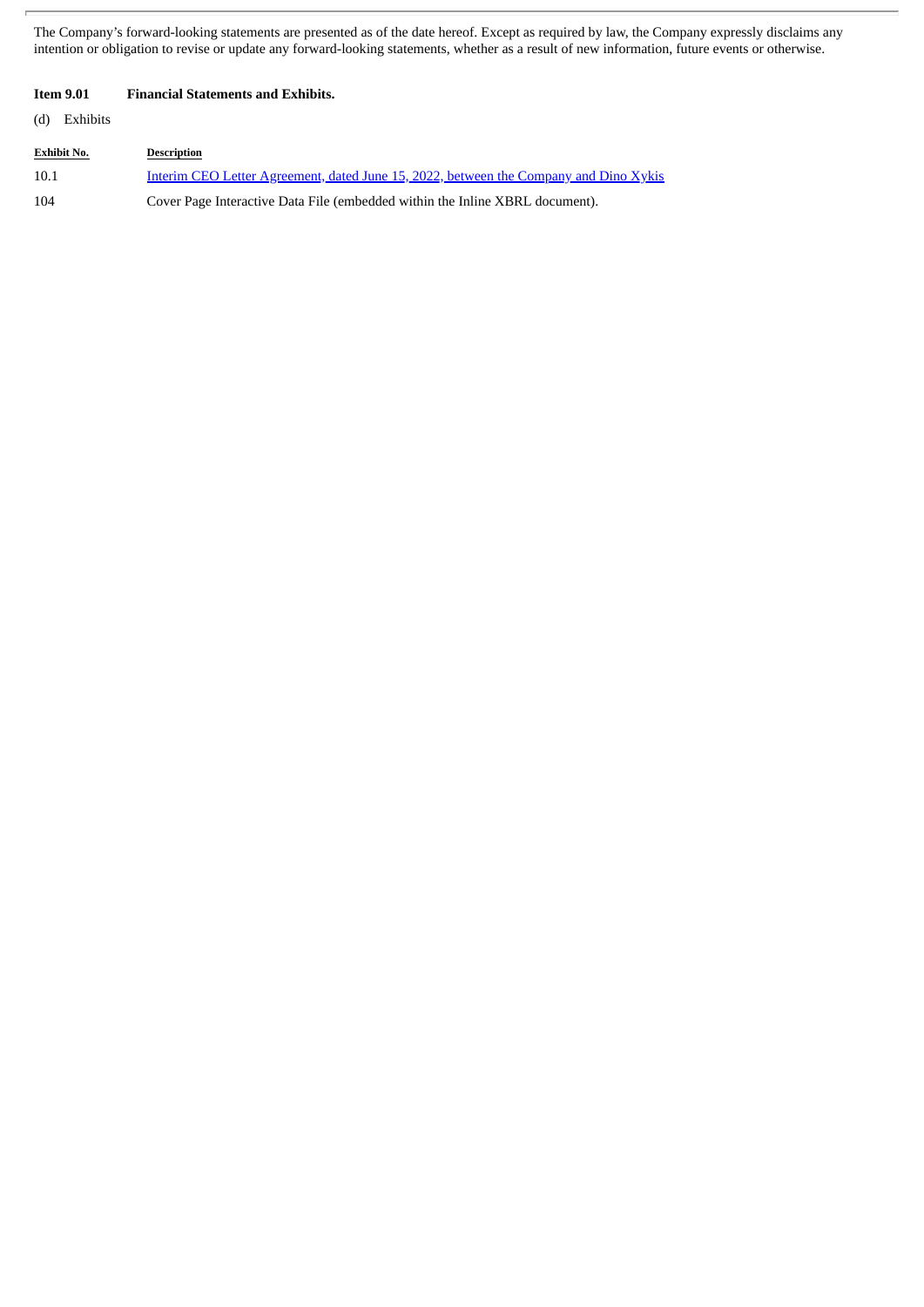The Company's forward-looking statements are presented as of the date hereof. Except as required by law, the Company expressly disclaims any intention or obligation to revise or update any forward-looking statements, whether as a result of new information, future events or otherwise.

**Item 9.01 Financial Statements and Exhibits.**

(d) Exhibits

| Exhibit No. | Description |
| --- | --- |
| 10.1 | Interim CEO Letter Agreement, dated June 15, 2022, between the Company and Dino Xykis |
| 104 | Cover Page Interactive Data File (embedded within the Inline XBRL document). |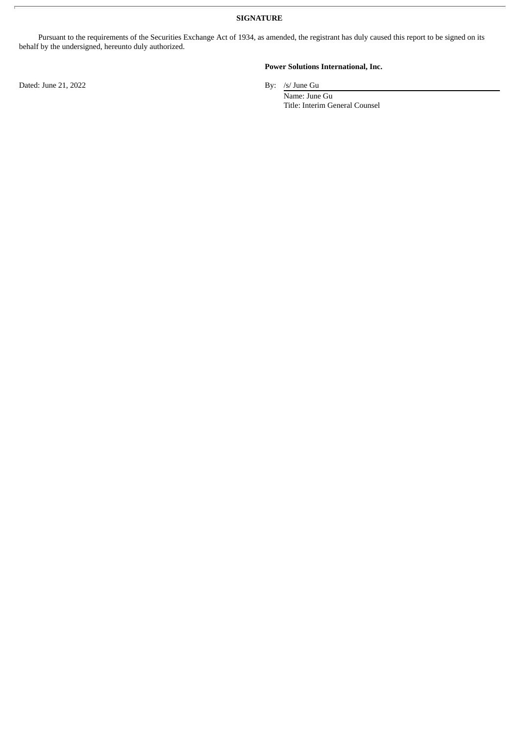## SIGNATURE

Pursuant to the requirements of the Securities Exchange Act of 1934, as amended, the registrant has duly caused this report to be signed on its behalf by the undersigned, hereunto duly authorized.

**Power Solutions International, Inc.**

Dated: June 21, 2022

By: /s/ June Gu

Name: June Gu

Title: Interim General Counsel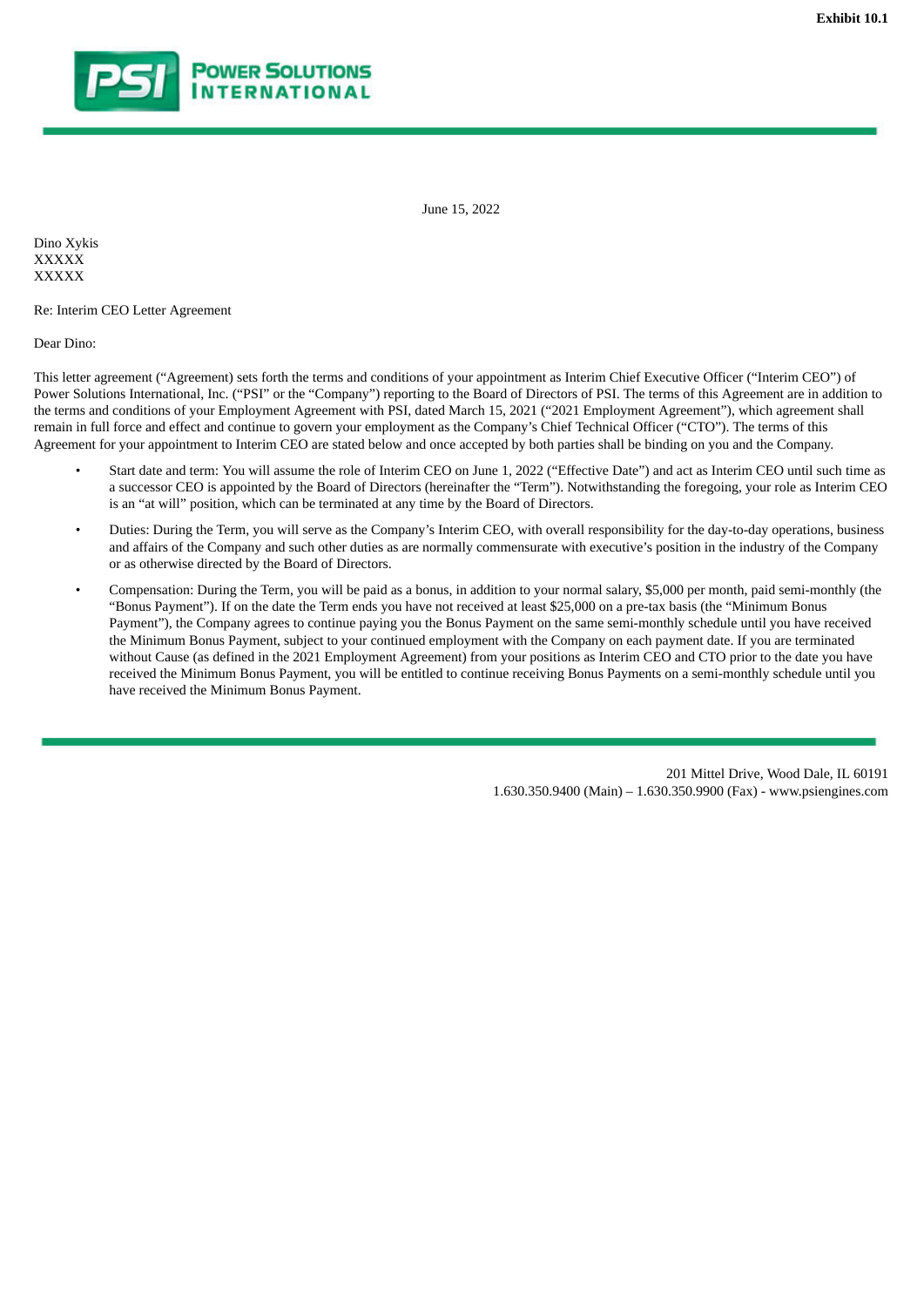**Exhibit 10.1**

POWER SOLUTIONS INTERNATIONAL

June 15, 2022

Dino Xykis
XXXXX
XXXXX

Re: Interim CEO Letter Agreement

Dear Dino:

This letter agreement ("Agreement) sets forth the terms and conditions of your appointment as Interim Chief Executive Officer ("Interim CEO") of Power Solutions International, Inc. ("PSI" or the "Company") reporting to the Board of Directors of PSI. The terms of this Agreement are in addition to the terms and conditions of your Employment Agreement with PSI, dated March 15, 2021 ("2021 Employment Agreement"), which agreement shall remain in full force and effect and continue to govern your employment as the Company's Chief Technical Officer ("CTO"). The terms of this Agreement for your appointment to Interim CEO are stated below and once accepted by both parties shall be binding on you and the Company.

- Start date and term: You will assume the role of Interim CEO on June 1, 2022 ("Effective Date") and act as Interim CEO until such time as a successor CEO is appointed by the Board of Directors (hereinafter the "Term"). Notwithstanding the foregoing, your role as Interim CEO is an "at will" position, which can be terminated at any time by the Board of Directors.
- Duties: During the Term, you will serve as the Company's Interim CEO, with overall responsibility for the day-to-day operations, business and affairs of the Company and such other duties as are normally commensurate with executive's position in the industry of the Company or as otherwise directed by the Board of Directors.
- Compensation: During the Term, you will be paid as a bonus, in addition to your normal salary, $5,000 per month, paid semi-monthly (the "Bonus Payment"). If on the date the Term ends you have not received at least $25,000 on a pre-tax basis (the "Minimum Bonus Payment"), the Company agrees to continue paying you the Bonus Payment on the same semi-monthly schedule until you have received the Minimum Bonus Payment, subject to your continued employment with the Company on each payment date. If you are terminated without Cause (as defined in the 2021 Employment Agreement) from your positions as Interim CEO and CTO prior to the date you have received the Minimum Bonus Payment, you will be entitled to continue receiving Bonus Payments on a semi-monthly schedule until you have received the Minimum Bonus Payment.

201 Mittel Drive, Wood Dale, IL 60191
1.630.350.9400 (Main) – 1.630.350.9900 (Fax) - www.psiengines.com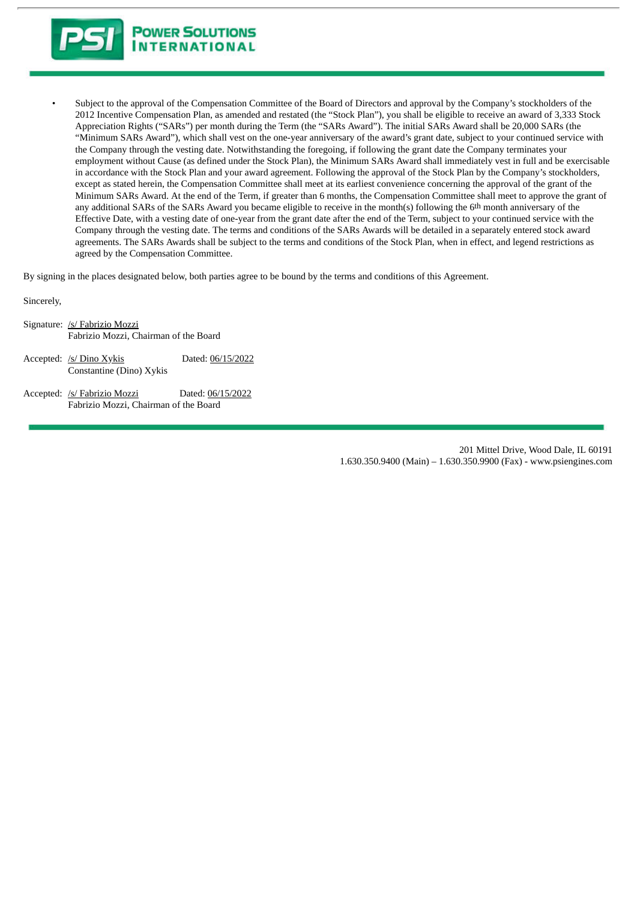- Subject to the approval of the Compensation Committee of the Board of Directors and approval by the Company's stockholders of the 2012 Incentive Compensation Plan, as amended and restated (the "Stock Plan"), you shall be eligible to receive an award of 3,333 Stock Appreciation Rights ("SARs") per month during the Term (the "SARs Award"). The initial SARs Award shall be 20,000 SARs (the "Minimum SARs Award"), which shall vest on the one-year anniversary of the award's grant date, subject to your continued service with the Company through the vesting date. Notwithstanding the foregoing, if following the grant date the Company terminates your employment without Cause (as defined under the Stock Plan), the Minimum SARs Award shall immediately vest in full and be exercisable in accordance with the Stock Plan and your award agreement. Following the approval of the Stock Plan by the Company's stockholders, except as stated herein, the Compensation Committee shall meet at its earliest convenience concerning the approval of the grant of the Minimum SARs Award. At the end of the Term, if greater than 6 months, the Compensation Committee shall meet to approve the grant of any additional SARs of the SARs Award you became eligible to receive in the month(s) following the 6th month anniversary of the Effective Date, with a vesting date of one-year from the grant date after the end of the Term, subject to your continued service with the Company through the vesting date. The terms and conditions of the SARs Awards will be detailed in a separately entered stock award agreements. The SARs Awards shall be subject to the terms and conditions of the Stock Plan, when in effect, and legend restrictions as agreed by the Compensation Committee.

By signing in the places designated below, both parties agree to be bound by the terms and conditions of this Agreement.

Sincerely,

Signature: /s/ Fabrizio Mozzi
Fabrizio Mozzi, Chairman of the Board

Accepted: /s/ Dino Xykis Dated: 06/15/2022
Constantine (Dino) Xykis

Accepted: /s/ Fabrizio Mozzi Dated: 06/15/2022
Fabrizio Mozzi, Chairman of the Board